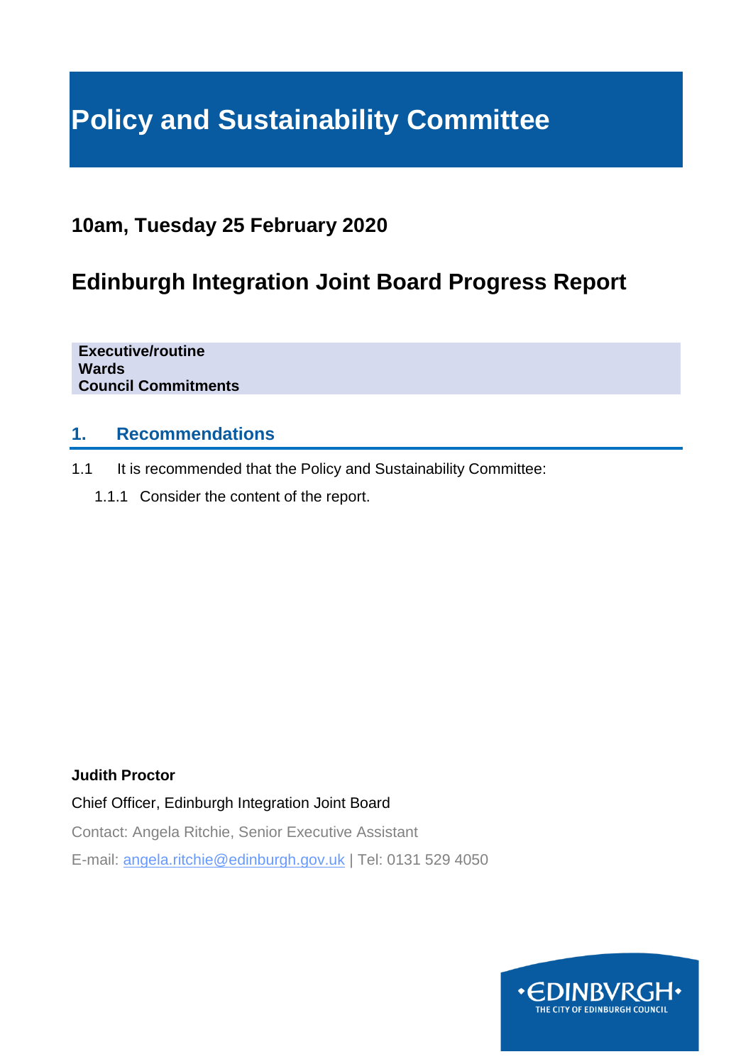# Policy and Sustainability Committee

## 10am, Tuesday 25 February 2020

## Edinburgh Integration Joint Board Progress Report

**Executive/routine**
**Wards**
**Council Commitments**

## 1. Recommendations

1.1 It is recommended that the Policy and Sustainability Committee:

1.1.1 Consider the content of the report.

**Judith Proctor**

Chief Officer, Edinburgh Integration Joint Board

Contact: Angela Ritchie, Senior Executive Assistant

E-mail: angela.ritchie@edinburgh.gov.uk | Tel: 0131 529 4050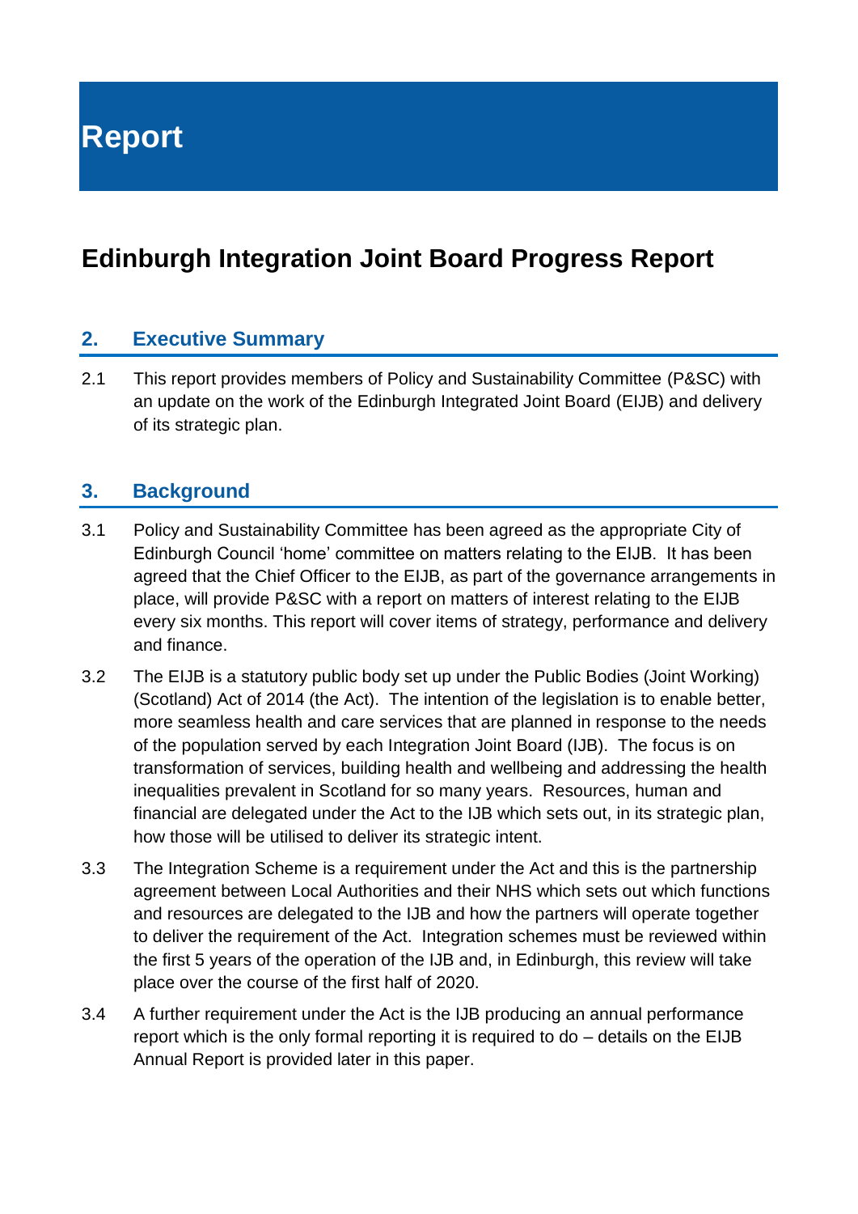# Report

## Edinburgh Integration Joint Board Progress Report

### 2. Executive Summary

2.1 This report provides members of Policy and Sustainability Committee (P&SC) with an update on the work of the Edinburgh Integrated Joint Board (EIJB) and delivery of its strategic plan.

### 3. Background

3.1 Policy and Sustainability Committee has been agreed as the appropriate City of Edinburgh Council 'home' committee on matters relating to the EIJB. It has been agreed that the Chief Officer to the EIJB, as part of the governance arrangements in place, will provide P&SC with a report on matters of interest relating to the EIJB every six months. This report will cover items of strategy, performance and delivery and finance.

3.2 The EIJB is a statutory public body set up under the Public Bodies (Joint Working) (Scotland) Act of 2014 (the Act). The intention of the legislation is to enable better, more seamless health and care services that are planned in response to the needs of the population served by each Integration Joint Board (IJB). The focus is on transformation of services, building health and wellbeing and addressing the health inequalities prevalent in Scotland for so many years. Resources, human and financial are delegated under the Act to the IJB which sets out, in its strategic plan, how those will be utilised to deliver its strategic intent.

3.3 The Integration Scheme is a requirement under the Act and this is the partnership agreement between Local Authorities and their NHS which sets out which functions and resources are delegated to the IJB and how the partners will operate together to deliver the requirement of the Act. Integration schemes must be reviewed within the first 5 years of the operation of the IJB and, in Edinburgh, this review will take place over the course of the first half of 2020.

3.4 A further requirement under the Act is the IJB producing an annual performance report which is the only formal reporting it is required to do – details on the EIJB Annual Report is provided later in this paper.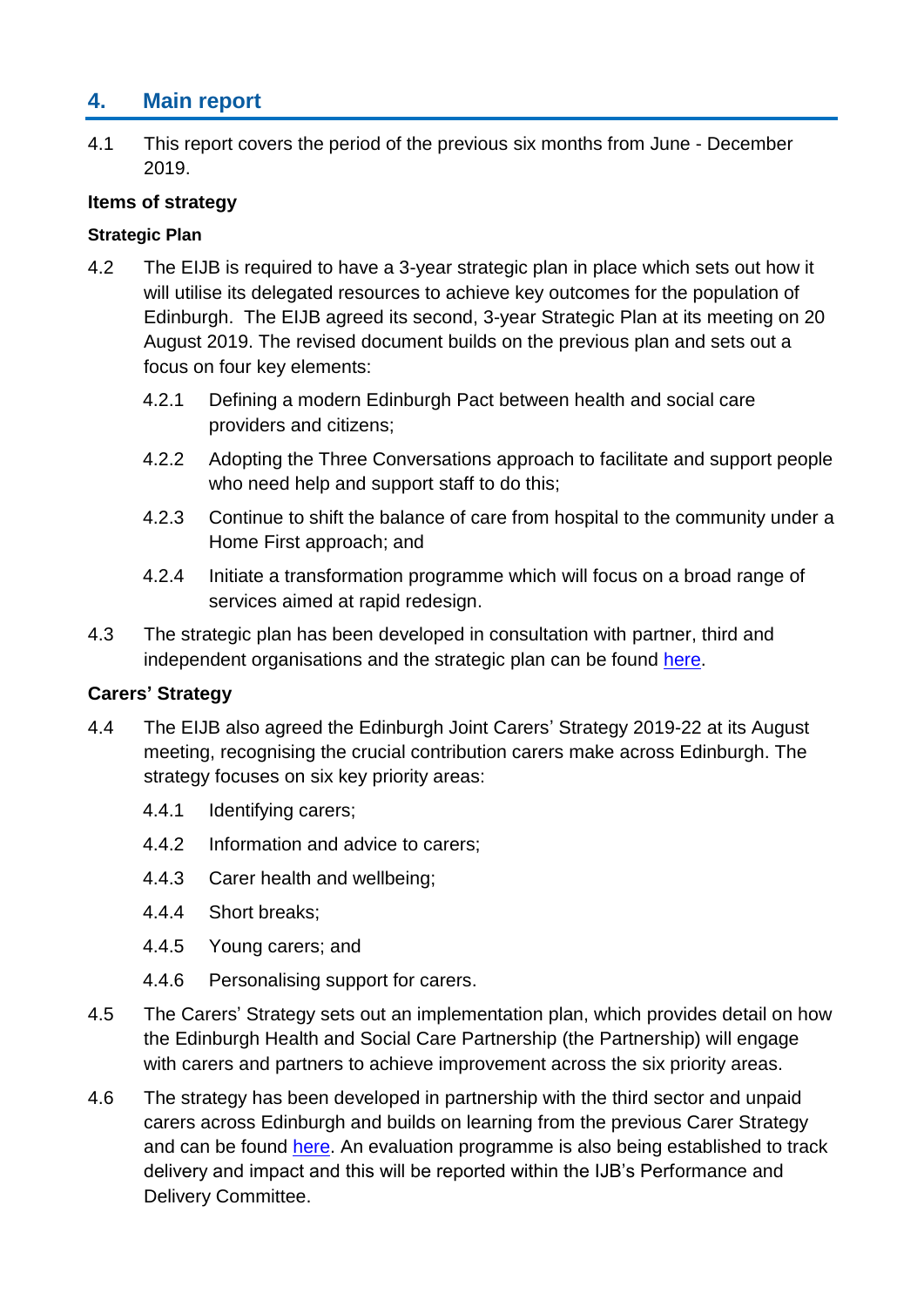## 4. Main report

4.1 This report covers the period of the previous six months from June - December 2019.

**Items of strategy**

**Strategic Plan**

4.2 The EIJB is required to have a 3-year strategic plan in place which sets out how it will utilise its delegated resources to achieve key outcomes for the population of Edinburgh. The EIJB agreed its second, 3-year Strategic Plan at its meeting on 20 August 2019. The revised document builds on the previous plan and sets out a focus on four key elements:

4.2.1 Defining a modern Edinburgh Pact between health and social care providers and citizens;

4.2.2 Adopting the Three Conversations approach to facilitate and support people who need help and support staff to do this;

4.2.3 Continue to shift the balance of care from hospital to the community under a Home First approach; and

4.2.4 Initiate a transformation programme which will focus on a broad range of services aimed at rapid redesign.

4.3 The strategic plan has been developed in consultation with partner, third and independent organisations and the strategic plan can be found here.

**Carers' Strategy**

4.4 The EIJB also agreed the Edinburgh Joint Carers' Strategy 2019-22 at its August meeting, recognising the crucial contribution carers make across Edinburgh. The strategy focuses on six key priority areas:

4.4.1 Identifying carers;

4.4.2 Information and advice to carers;

4.4.3 Carer health and wellbeing;

4.4.4 Short breaks;

4.4.5 Young carers; and

4.4.6 Personalising support for carers.

4.5 The Carers' Strategy sets out an implementation plan, which provides detail on how the Edinburgh Health and Social Care Partnership (the Partnership) will engage with carers and partners to achieve improvement across the six priority areas.

4.6 The strategy has been developed in partnership with the third sector and unpaid carers across Edinburgh and builds on learning from the previous Carer Strategy and can be found here. An evaluation programme is also being established to track delivery and impact and this will be reported within the IJB's Performance and Delivery Committee.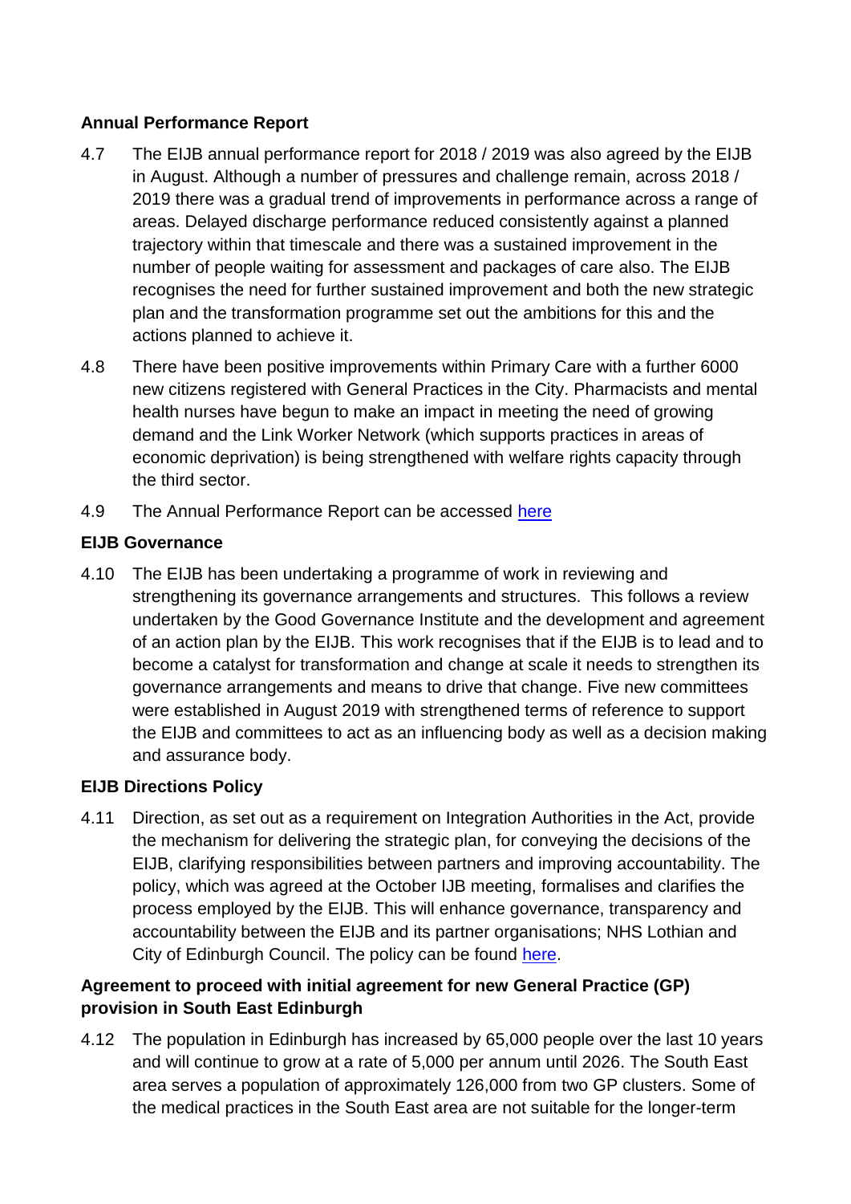**Annual Performance Report**

4.7 The EIJB annual performance report for 2018 / 2019 was also agreed by the EIJB in August. Although a number of pressures and challenge remain, across 2018 / 2019 there was a gradual trend of improvements in performance across a range of areas. Delayed discharge performance reduced consistently against a planned trajectory within that timescale and there was a sustained improvement in the number of people waiting for assessment and packages of care also. The EIJB recognises the need for further sustained improvement and both the new strategic plan and the transformation programme set out the ambitions for this and the actions planned to achieve it.

4.8 There have been positive improvements within Primary Care with a further 6000 new citizens registered with General Practices in the City. Pharmacists and mental health nurses have begun to make an impact in meeting the need of growing demand and the Link Worker Network (which supports practices in areas of economic deprivation) is being strengthened with welfare rights capacity through the third sector.

4.9 The Annual Performance Report can be accessed [here]

**EIJB Governance**

4.10 The EIJB has been undertaking a programme of work in reviewing and strengthening its governance arrangements and structures. This follows a review undertaken by the Good Governance Institute and the development and agreement of an action plan by the EIJB. This work recognises that if the EIJB is to lead and to become a catalyst for transformation and change at scale it needs to strengthen its governance arrangements and means to drive that change. Five new committees were established in August 2019 with strengthened terms of reference to support the EIJB and committees to act as an influencing body as well as a decision making and assurance body.

**EIJB Directions Policy**

4.11 Direction, as set out as a requirement on Integration Authorities in the Act, provide the mechanism for delivering the strategic plan, for conveying the decisions of the EIJB, clarifying responsibilities between partners and improving accountability. The policy, which was agreed at the October IJB meeting, formalises and clarifies the process employed by the EIJB. This will enhance governance, transparency and accountability between the EIJB and its partner organisations; NHS Lothian and City of Edinburgh Council. The policy can be found [here].

**Agreement to proceed with initial agreement for new General Practice (GP) provision in South East Edinburgh**

4.12 The population in Edinburgh has increased by 65,000 people over the last 10 years and will continue to grow at a rate of 5,000 per annum until 2026. The South East area serves a population of approximately 126,000 from two GP clusters. Some of the medical practices in the South East area are not suitable for the longer-term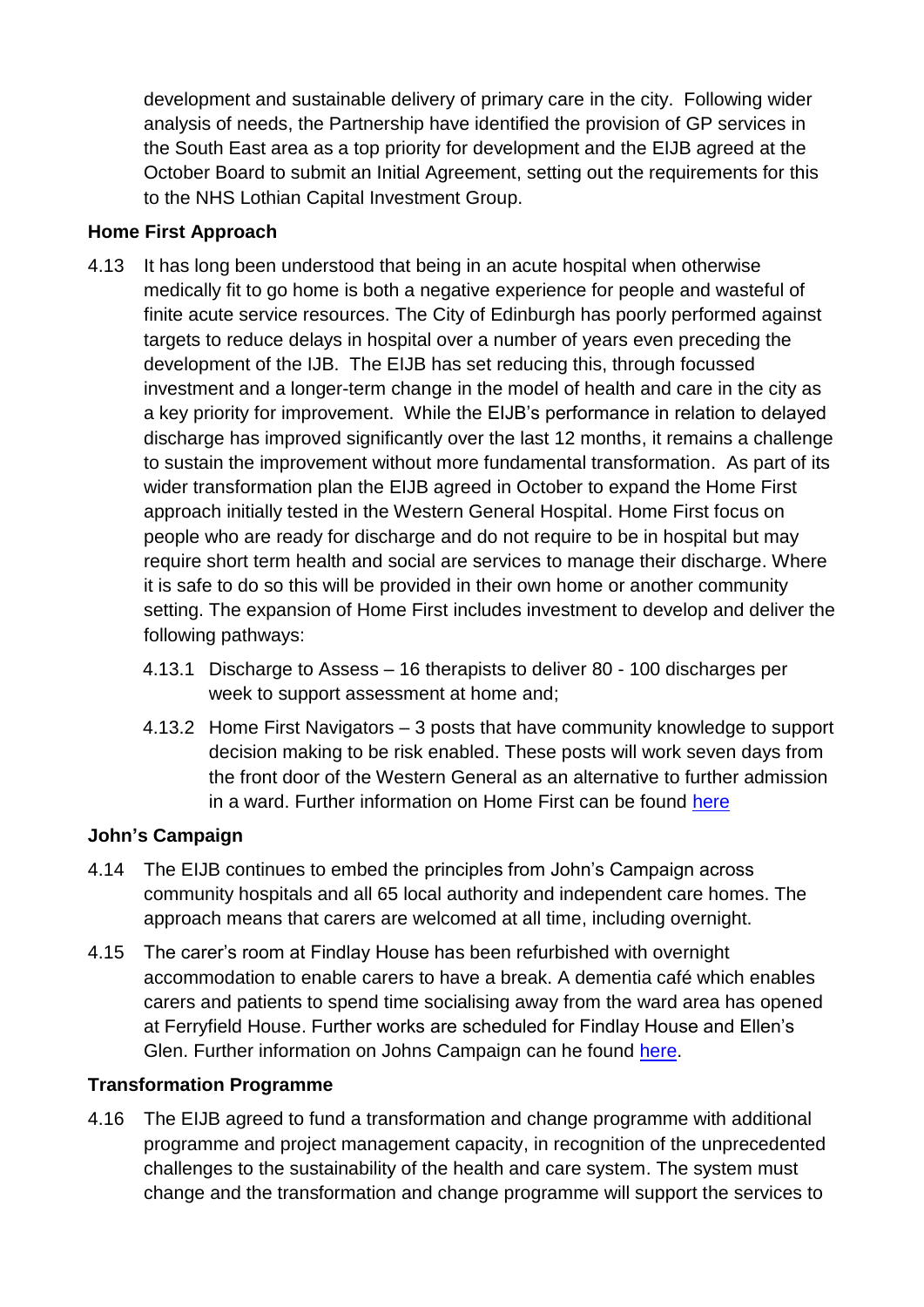development and sustainable delivery of primary care in the city. Following wider analysis of needs, the Partnership have identified the provision of GP services in the South East area as a top priority for development and the EIJB agreed at the October Board to submit an Initial Agreement, setting out the requirements for this to the NHS Lothian Capital Investment Group.

**Home First Approach**

4.13 It has long been understood that being in an acute hospital when otherwise medically fit to go home is both a negative experience for people and wasteful of finite acute service resources. The City of Edinburgh has poorly performed against targets to reduce delays in hospital over a number of years even preceding the development of the IJB. The EIJB has set reducing this, through focussed investment and a longer-term change in the model of health and care in the city as a key priority for improvement. While the EIJB's performance in relation to delayed discharge has improved significantly over the last 12 months, it remains a challenge to sustain the improvement without more fundamental transformation. As part of its wider transformation plan the EIJB agreed in October to expand the Home First approach initially tested in the Western General Hospital. Home First focus on people who are ready for discharge and do not require to be in hospital but may require short term health and social are services to manage their discharge. Where it is safe to do so this will be provided in their own home or another community setting. The expansion of Home First includes investment to develop and deliver the following pathways:

4.13.1 Discharge to Assess – 16 therapists to deliver 80 - 100 discharges per week to support assessment at home and;

4.13.2 Home First Navigators – 3 posts that have community knowledge to support decision making to be risk enabled. These posts will work seven days from the front door of the Western General as an alternative to further admission in a ward. Further information on Home First can be found [here]

**John's Campaign**

4.14 The EIJB continues to embed the principles from John's Campaign across community hospitals and all 65 local authority and independent care homes. The approach means that carers are welcomed at all time, including overnight.

4.15 The carer's room at Findlay House has been refurbished with overnight accommodation to enable carers to have a break. A dementia café which enables carers and patients to spend time socialising away from the ward area has opened at Ferryfield House. Further works are scheduled for Findlay House and Ellen's Glen. Further information on Johns Campaign can he found [here].

**Transformation Programme**

4.16 The EIJB agreed to fund a transformation and change programme with additional programme and project management capacity, in recognition of the unprecedented challenges to the sustainability of the health and care system. The system must change and the transformation and change programme will support the services to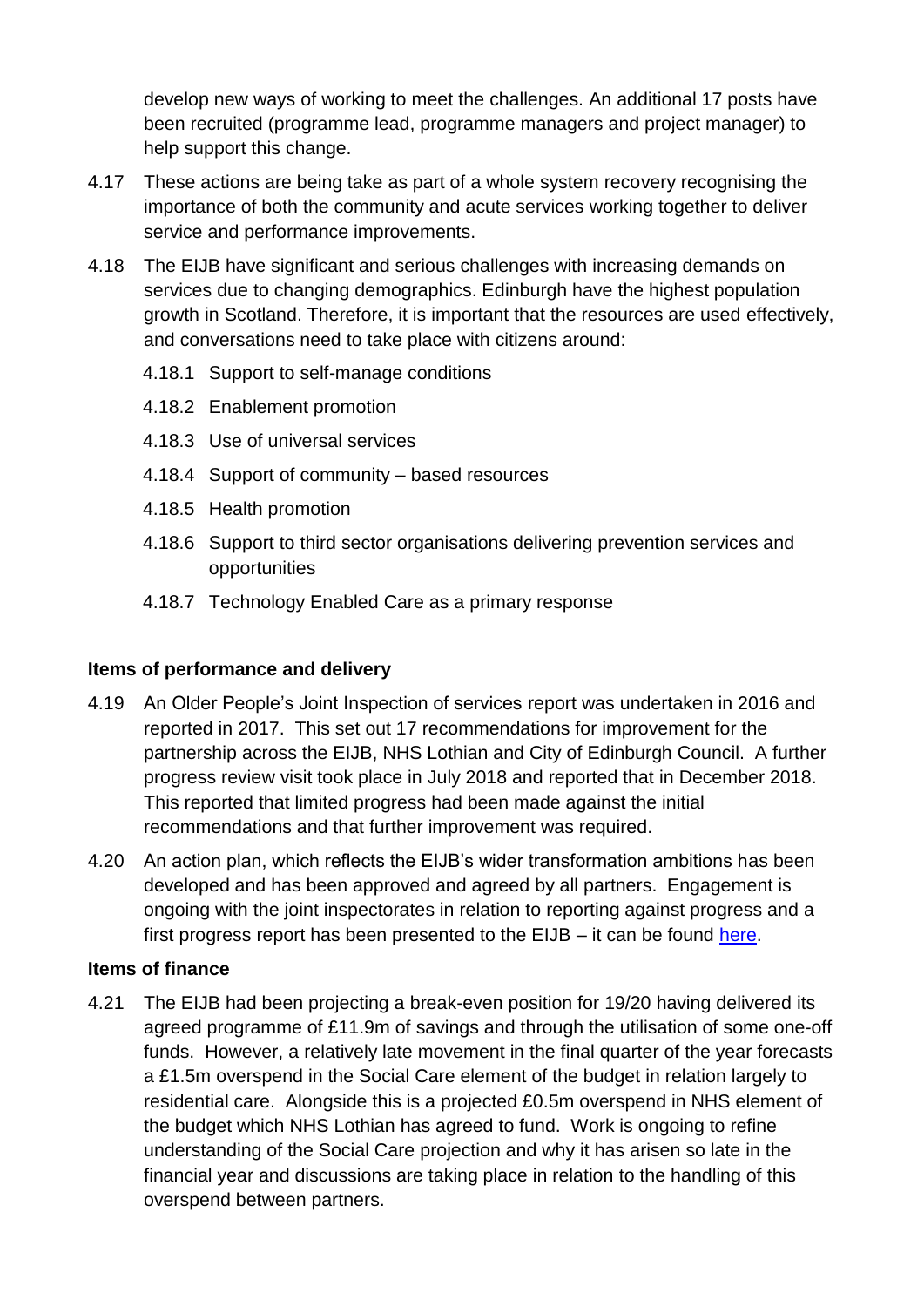develop new ways of working to meet the challenges. An additional 17 posts have been recruited (programme lead, programme managers and project manager) to help support this change.

4.17 These actions are being take as part of a whole system recovery recognising the importance of both the community and acute services working together to deliver service and performance improvements.

4.18 The EIJB have significant and serious challenges with increasing demands on services due to changing demographics. Edinburgh have the highest population growth in Scotland. Therefore, it is important that the resources are used effectively, and conversations need to take place with citizens around:

4.18.1 Support to self-manage conditions

4.18.2 Enablement promotion

4.18.3 Use of universal services

4.18.4 Support of community – based resources

4.18.5 Health promotion

4.18.6 Support to third sector organisations delivering prevention services and opportunities

4.18.7 Technology Enabled Care as a primary response

**Items of performance and delivery**

4.19 An Older People's Joint Inspection of services report was undertaken in 2016 and reported in 2017. This set out 17 recommendations for improvement for the partnership across the EIJB, NHS Lothian and City of Edinburgh Council. A further progress review visit took place in July 2018 and reported that in December 2018. This reported that limited progress had been made against the initial recommendations and that further improvement was required.

4.20 An action plan, which reflects the EIJB's wider transformation ambitions has been developed and has been approved and agreed by all partners. Engagement is ongoing with the joint inspectorates in relation to reporting against progress and a first progress report has been presented to the EIJB – it can be found [here](here).

**Items of finance**

4.21 The EIJB had been projecting a break-even position for 19/20 having delivered its agreed programme of £11.9m of savings and through the utilisation of some one-off funds. However, a relatively late movement in the final quarter of the year forecasts a £1.5m overspend in the Social Care element of the budget in relation largely to residential care. Alongside this is a projected £0.5m overspend in NHS element of the budget which NHS Lothian has agreed to fund. Work is ongoing to refine understanding of the Social Care projection and why it has arisen so late in the financial year and discussions are taking place in relation to the handling of this overspend between partners.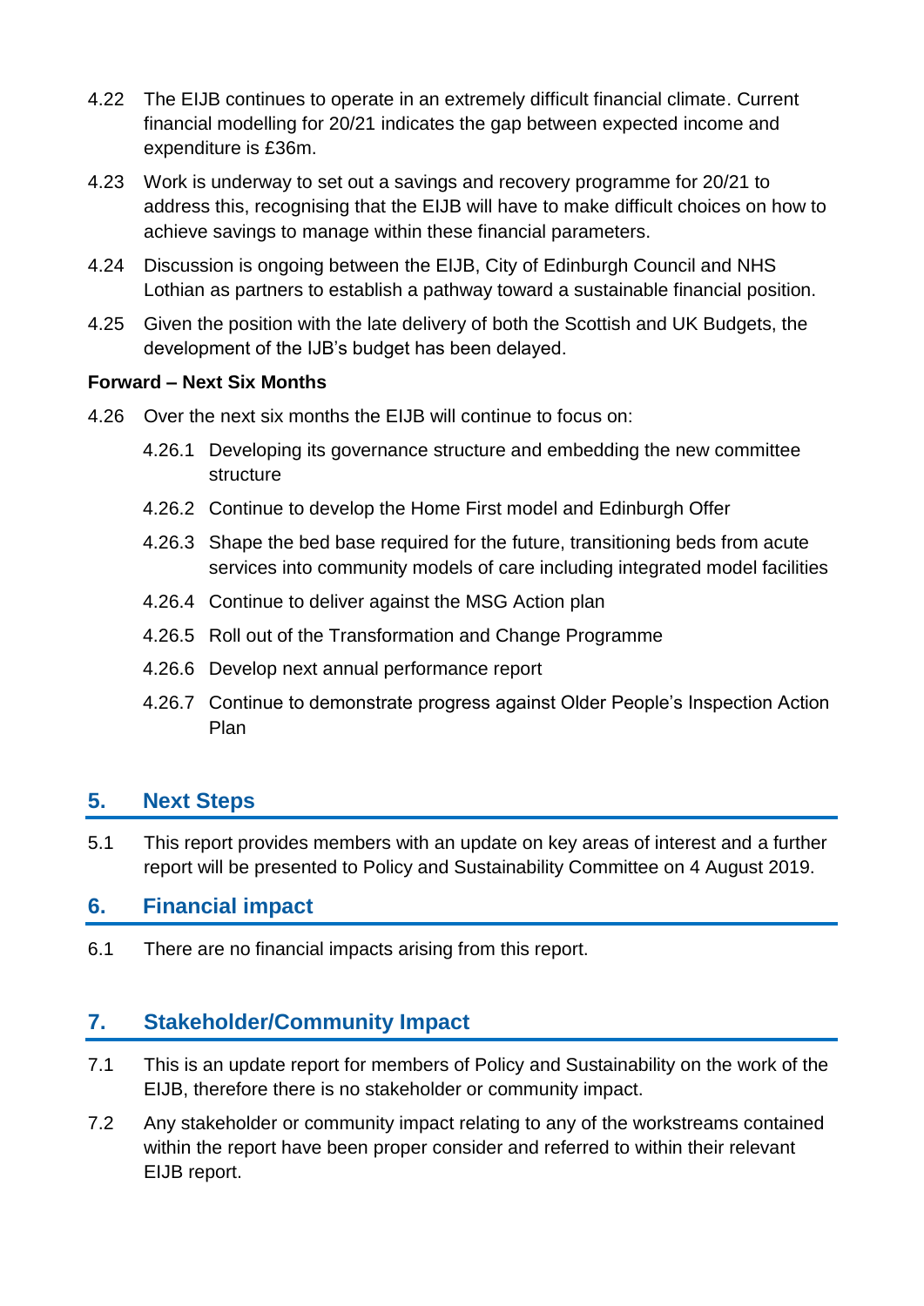4.22 The EIJB continues to operate in an extremely difficult financial climate. Current financial modelling for 20/21 indicates the gap between expected income and expenditure is £36m.

4.23 Work is underway to set out a savings and recovery programme for 20/21 to address this, recognising that the EIJB will have to make difficult choices on how to achieve savings to manage within these financial parameters.

4.24 Discussion is ongoing between the EIJB, City of Edinburgh Council and NHS Lothian as partners to establish a pathway toward a sustainable financial position.

4.25 Given the position with the late delivery of both the Scottish and UK Budgets, the development of the IJB's budget has been delayed.

**Forward – Next Six Months**

4.26 Over the next six months the EIJB will continue to focus on:

4.26.1 Developing its governance structure and embedding the new committee structure

4.26.2 Continue to develop the Home First model and Edinburgh Offer

4.26.3 Shape the bed base required for the future, transitioning beds from acute services into community models of care including integrated model facilities

4.26.4 Continue to deliver against the MSG Action plan

4.26.5 Roll out of the Transformation and Change Programme

4.26.6 Develop next annual performance report

4.26.7 Continue to demonstrate progress against Older People's Inspection Action Plan

## 5. Next Steps

5.1 This report provides members with an update on key areas of interest and a further report will be presented to Policy and Sustainability Committee on 4 August 2019.

## 6. Financial impact

6.1 There are no financial impacts arising from this report.

## 7. Stakeholder/Community Impact

7.1 This is an update report for members of Policy and Sustainability on the work of the EIJB, therefore there is no stakeholder or community impact.

7.2 Any stakeholder or community impact relating to any of the workstreams contained within the report have been proper consider and referred to within their relevant EIJB report.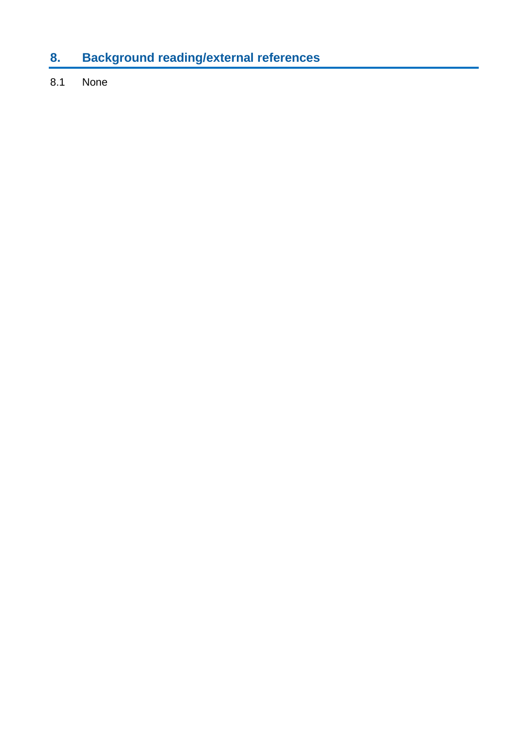## 8. Background reading/external references

8.1 None